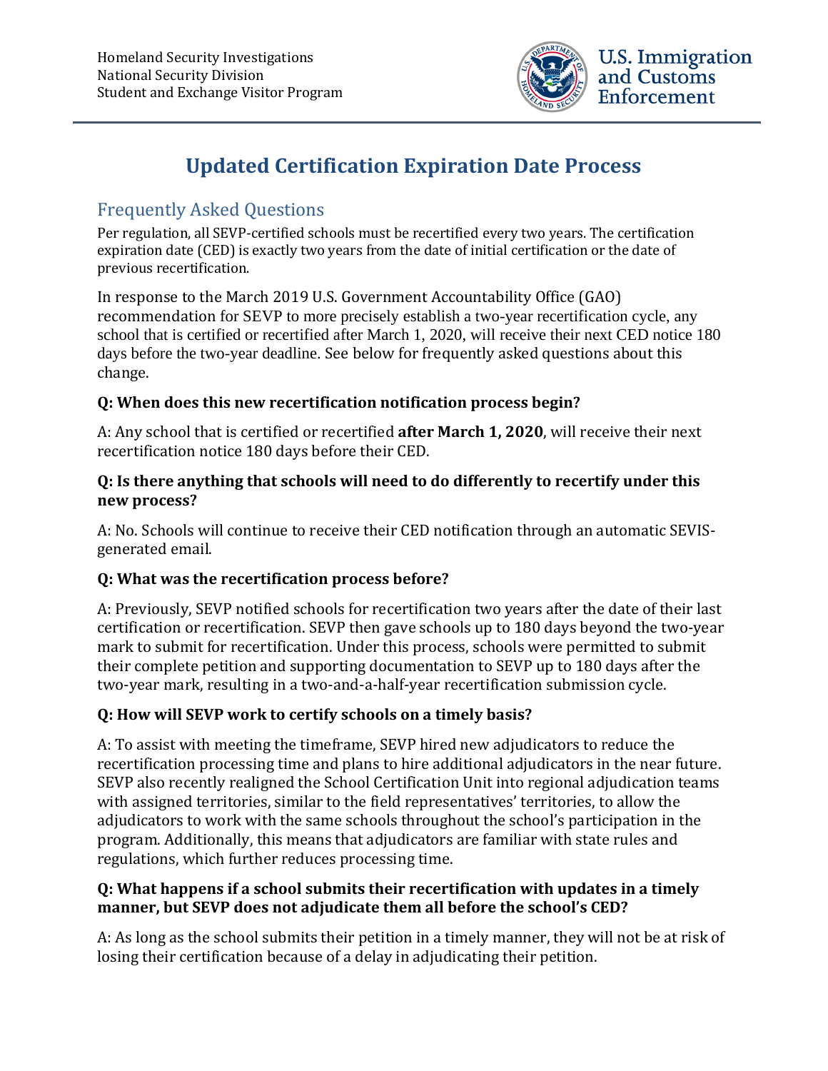Homeland Security Investigations
National Security Division
Student and Exchange Visitor Program

U.S. Immigration and Customs Enforcement

# Updated Certification Expiration Date Process

## Frequently Asked Questions

Per regulation, all SEVP-certified schools must be recertified every two years. The certification expiration date (CED) is exactly two years from the date of initial certification or the date of previous recertification.

In response to the March 2019 U.S. Government Accountability Office (GAO) recommendation for SEVP to more precisely establish a two-year recertification cycle, any school that is certified or recertified after March 1, 2020, will receive their next CED notice 180 days before the two-year deadline. See below for frequently asked questions about this change.

**Q: When does this new recertification notification process begin?**

A: Any school that is certified or recertified **after March 1, 2020**, will receive their next recertification notice 180 days before their CED.

**Q: Is there anything that schools will need to do differently to recertify under this new process?**

A: No. Schools will continue to receive their CED notification through an automatic SEVIS-generated email.

**Q: What was the recertification process before?**

A: Previously, SEVP notified schools for recertification two years after the date of their last certification or recertification. SEVP then gave schools up to 180 days beyond the two-year mark to submit for recertification. Under this process, schools were permitted to submit their complete petition and supporting documentation to SEVP up to 180 days after the two-year mark, resulting in a two-and-a-half-year recertification submission cycle.

**Q: How will SEVP work to certify schools on a timely basis?**

A: To assist with meeting the timeframe, SEVP hired new adjudicators to reduce the recertification processing time and plans to hire additional adjudicators in the near future. SEVP also recently realigned the School Certification Unit into regional adjudication teams with assigned territories, similar to the field representatives' territories, to allow the adjudicators to work with the same schools throughout the school's participation in the program. Additionally, this means that adjudicators are familiar with state rules and regulations, which further reduces processing time.

**Q: What happens if a school submits their recertification with updates in a timely manner, but SEVP does not adjudicate them all before the school's CED?**

A: As long as the school submits their petition in a timely manner, they will not be at risk of losing their certification because of a delay in adjudicating their petition.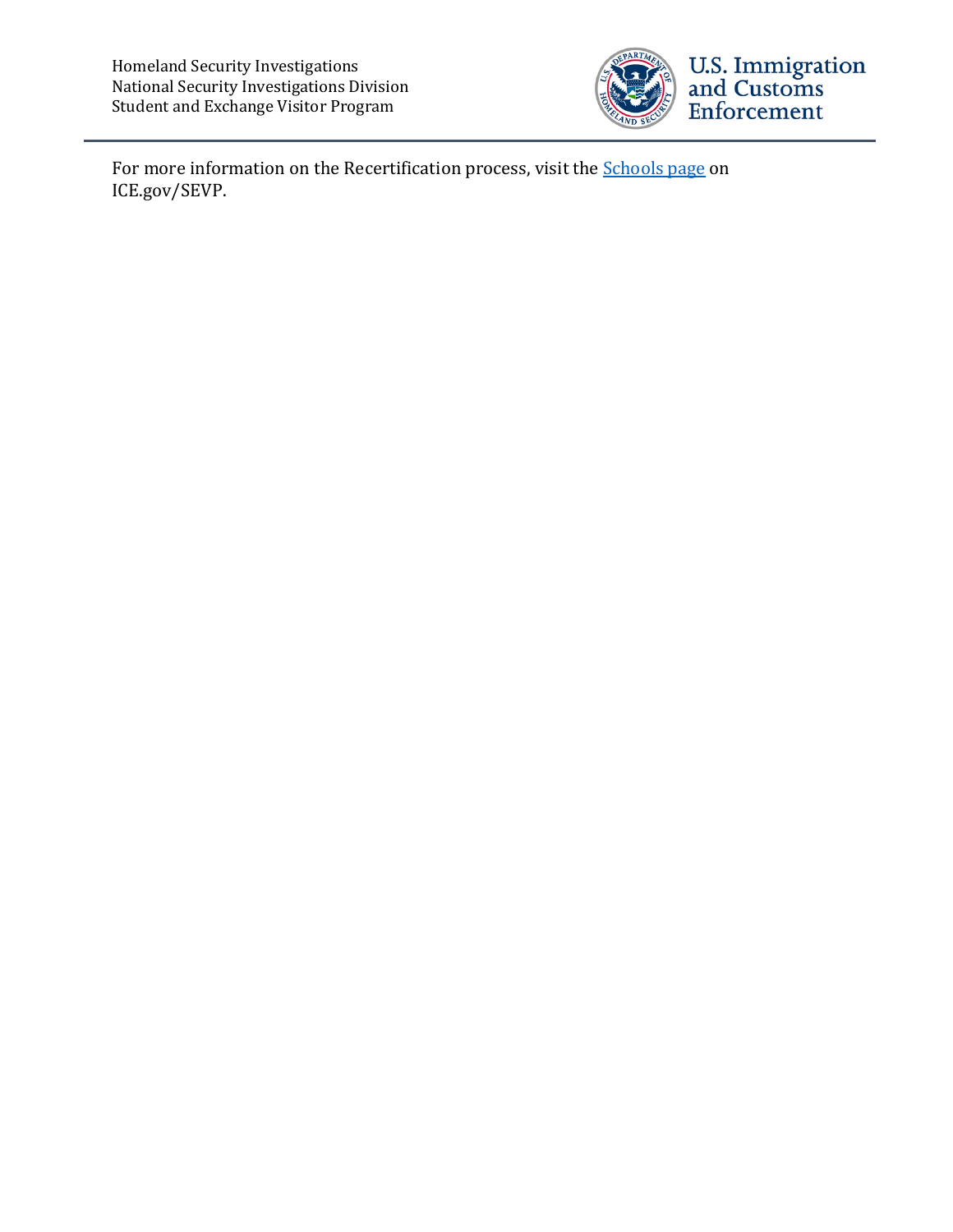For more information on the Recertification process, visit the Schools page on ICE.gov/SEVP.